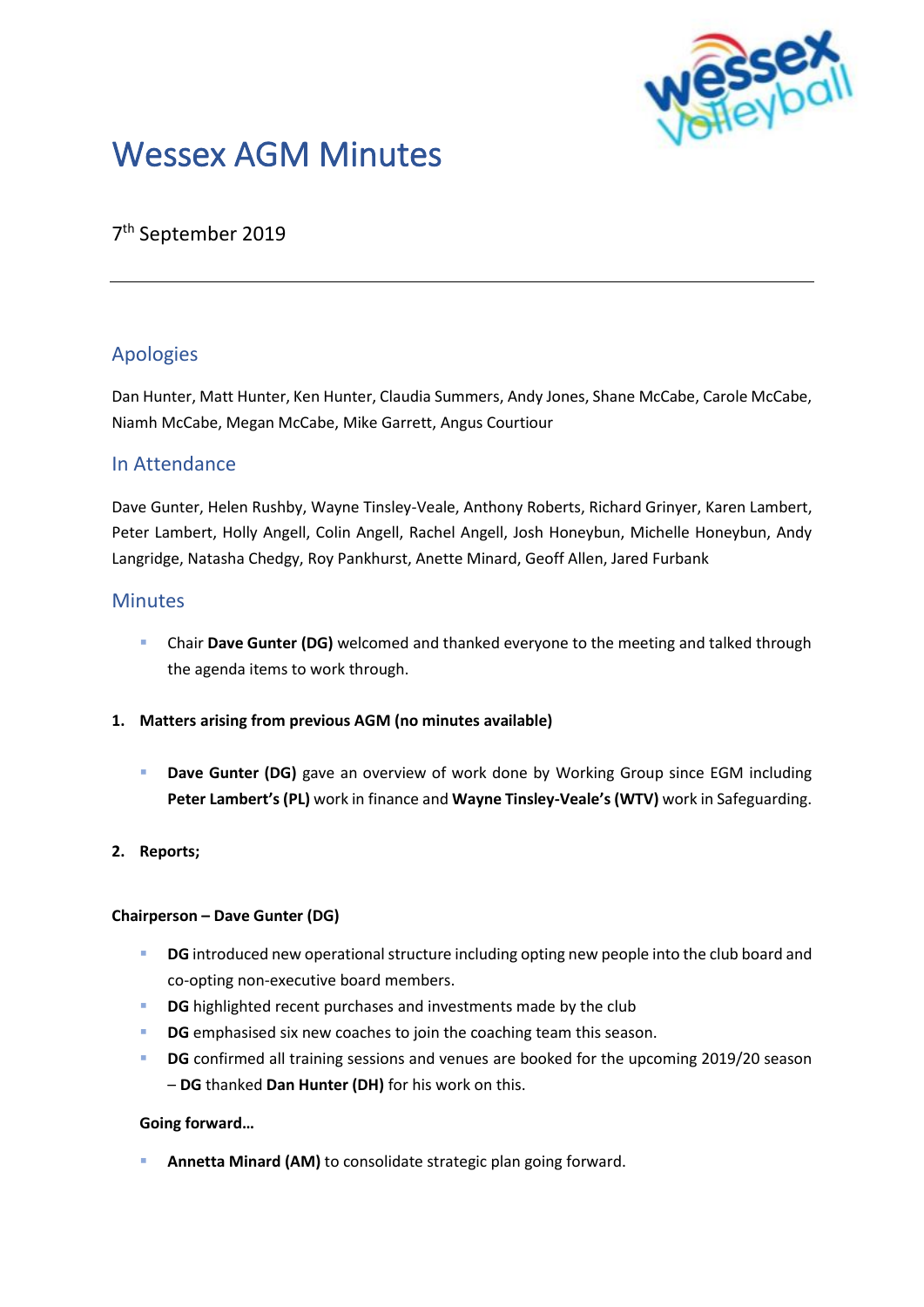# Wessex AGM Minutes

7th September 2019

---

## Apologies

Dan Hunter, Matt Hunter, Ken Hunter, Claudia Summers, Andy Jones, Shane McCabe, Carole McCabe, Niamh McCabe, Megan McCabe, Mike Garrett, Angus Courtiour

## In Attendance

Dave Gunter, Helen Rushby, Wayne Tinsley-Veale, Anthony Roberts, Richard Grinyer, Karen Lambert, Peter Lambert, Holly Angell, Colin Angell, Rachel Angell, Josh Honeybun, Michelle Honeybun, Andy Langridge, Natasha Chedgy, Roy Pankhurst, Anette Minard, Geoff Allen, Jared Furbank

## Minutes

- Chair **Dave Gunter (DG)** welcomed and thanked everyone to the meeting and talked through the agenda items to work through.

**1. Matters arising from previous AGM (no minutes available)**

- **Dave Gunter (DG)** gave an overview of work done by Working Group since EGM including **Peter Lambert's (PL)** work in finance and **Wayne Tinsley-Veale's (WTV)** work in Safeguarding.

**2. Reports;**

**Chairperson – Dave Gunter (DG)**

- **DG** introduced new operational structure including opting new people into the club board and co-opting non-executive board members.
- **DG** highlighted recent purchases and investments made by the club
- **DG** emphasised six new coaches to join the coaching team this season.
- **DG** confirmed all training sessions and venues are booked for the upcoming 2019/20 season – **DG** thanked **Dan Hunter (DH)** for his work on this.

**Going forward…**

- **Annetta Minard (AM)** to consolidate strategic plan going forward.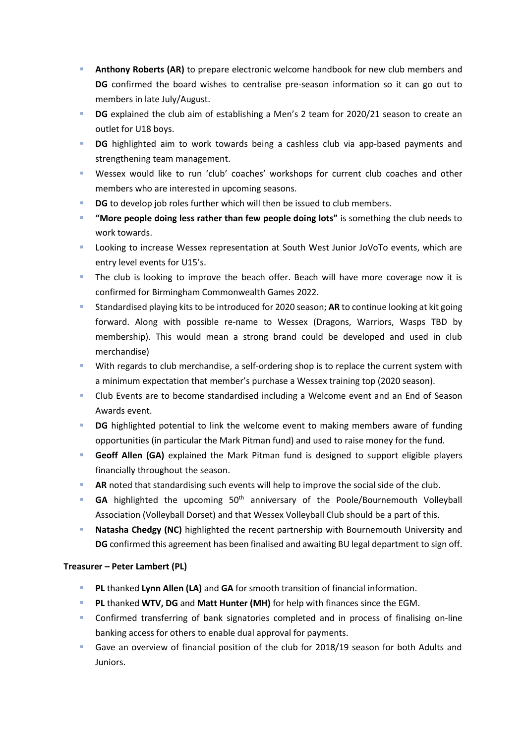- **Anthony Roberts (AR)** to prepare electronic welcome handbook for new club members and **DG** confirmed the board wishes to centralise pre-season information so it can go out to members in late July/August.
- **DG** explained the club aim of establishing a Men's 2 team for 2020/21 season to create an outlet for U18 boys.
- **DG** highlighted aim to work towards being a cashless club via app-based payments and strengthening team management.
- Wessex would like to run 'club' coaches' workshops for current club coaches and other members who are interested in upcoming seasons.
- **DG** to develop job roles further which will then be issued to club members.
- **"More people doing less rather than few people doing lots"** is something the club needs to work towards.
- Looking to increase Wessex representation at South West Junior JoVoTo events, which are entry level events for U15's.
- The club is looking to improve the beach offer. Beach will have more coverage now it is confirmed for Birmingham Commonwealth Games 2022.
- Standardised playing kits to be introduced for 2020 season; **AR** to continue looking at kit going forward. Along with possible re-name to Wessex (Dragons, Warriors, Wasps TBD by membership). This would mean a strong brand could be developed and used in club merchandise)
- With regards to club merchandise, a self-ordering shop is to replace the current system with a minimum expectation that member's purchase a Wessex training top (2020 season).
- Club Events are to become standardised including a Welcome event and an End of Season Awards event.
- **DG** highlighted potential to link the welcome event to making members aware of funding opportunities (in particular the Mark Pitman fund) and used to raise money for the fund.
- **Geoff Allen (GA)** explained the Mark Pitman fund is designed to support eligible players financially throughout the season.
- **AR** noted that standardising such events will help to improve the social side of the club.
- **GA** highlighted the upcoming 50th anniversary of the Poole/Bournemouth Volleyball Association (Volleyball Dorset) and that Wessex Volleyball Club should be a part of this.
- **Natasha Chedgy (NC)** highlighted the recent partnership with Bournemouth University and **DG** confirmed this agreement has been finalised and awaiting BU legal department to sign off.

**Treasurer – Peter Lambert (PL)**

- **PL** thanked **Lynn Allen (LA)** and **GA** for smooth transition of financial information.
- **PL** thanked **WTV, DG** and **Matt Hunter (MH)** for help with finances since the EGM.
- Confirmed transferring of bank signatories completed and in process of finalising on-line banking access for others to enable dual approval for payments.
- Gave an overview of financial position of the club for 2018/19 season for both Adults and Juniors.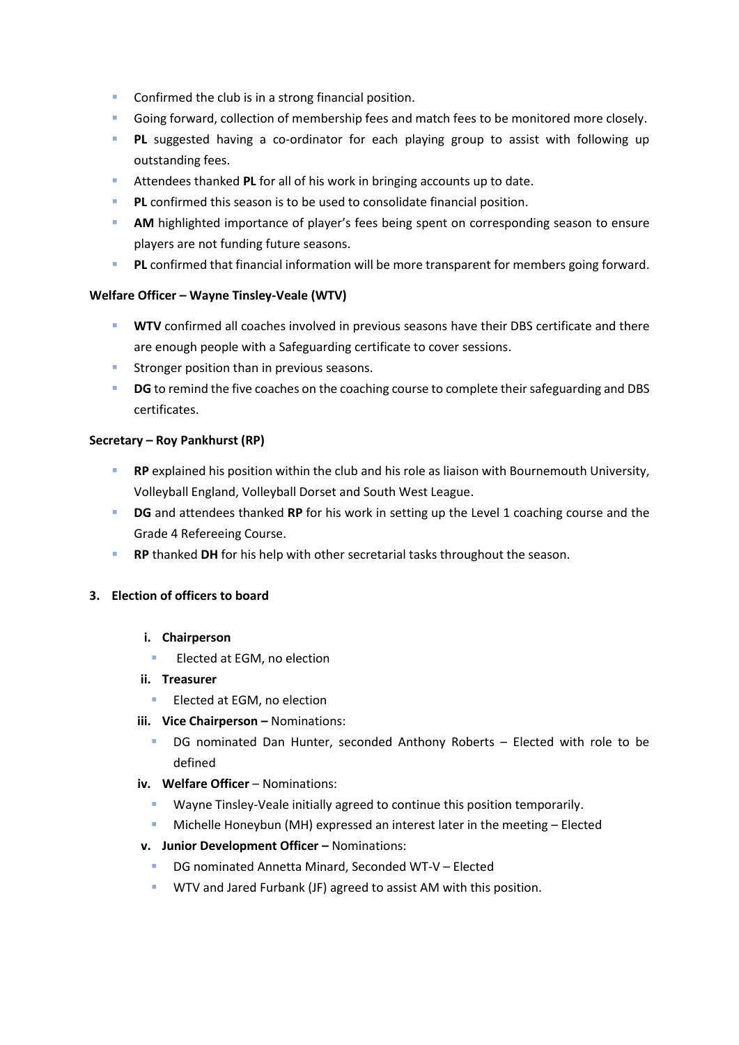- Confirmed the club is in a strong financial position.
- Going forward, collection of membership fees and match fees to be monitored more closely.
- **PL** suggested having a co-ordinator for each playing group to assist with following up outstanding fees.
- Attendees thanked **PL** for all of his work in bringing accounts up to date.
- **PL** confirmed this season is to be used to consolidate financial position.
- **AM** highlighted importance of player's fees being spent on corresponding season to ensure players are not funding future seasons.
- **PL** confirmed that financial information will be more transparent for members going forward.

**Welfare Officer – Wayne Tinsley-Veale (WTV)**

- **WTV** confirmed all coaches involved in previous seasons have their DBS certificate and there are enough people with a Safeguarding certificate to cover sessions.
- Stronger position than in previous seasons.
- **DG** to remind the five coaches on the coaching course to complete their safeguarding and DBS certificates.

**Secretary – Roy Pankhurst (RP)**

- **RP** explained his position within the club and his role as liaison with Bournemouth University, Volleyball England, Volleyball Dorset and South West League.
- **DG** and attendees thanked **RP** for his work in setting up the Level 1 coaching course and the Grade 4 Refereeing Course.
- **RP** thanked **DH** for his help with other secretarial tasks throughout the season.

**3. Election of officers to board**

**i. Chairperson**
- Elected at EGM, no election

**ii. Treasurer**
- Elected at EGM, no election

**iii. Vice Chairperson –** Nominations:
- DG nominated Dan Hunter, seconded Anthony Roberts – Elected with role to be defined

**iv. Welfare Officer** – Nominations:
- Wayne Tinsley-Veale initially agreed to continue this position temporarily.
- Michelle Honeybun (MH) expressed an interest later in the meeting – Elected

**v. Junior Development Officer –** Nominations:
- DG nominated Annetta Minard, Seconded WT-V – Elected
- WTV and Jared Furbank (JF) agreed to assist AM with this position.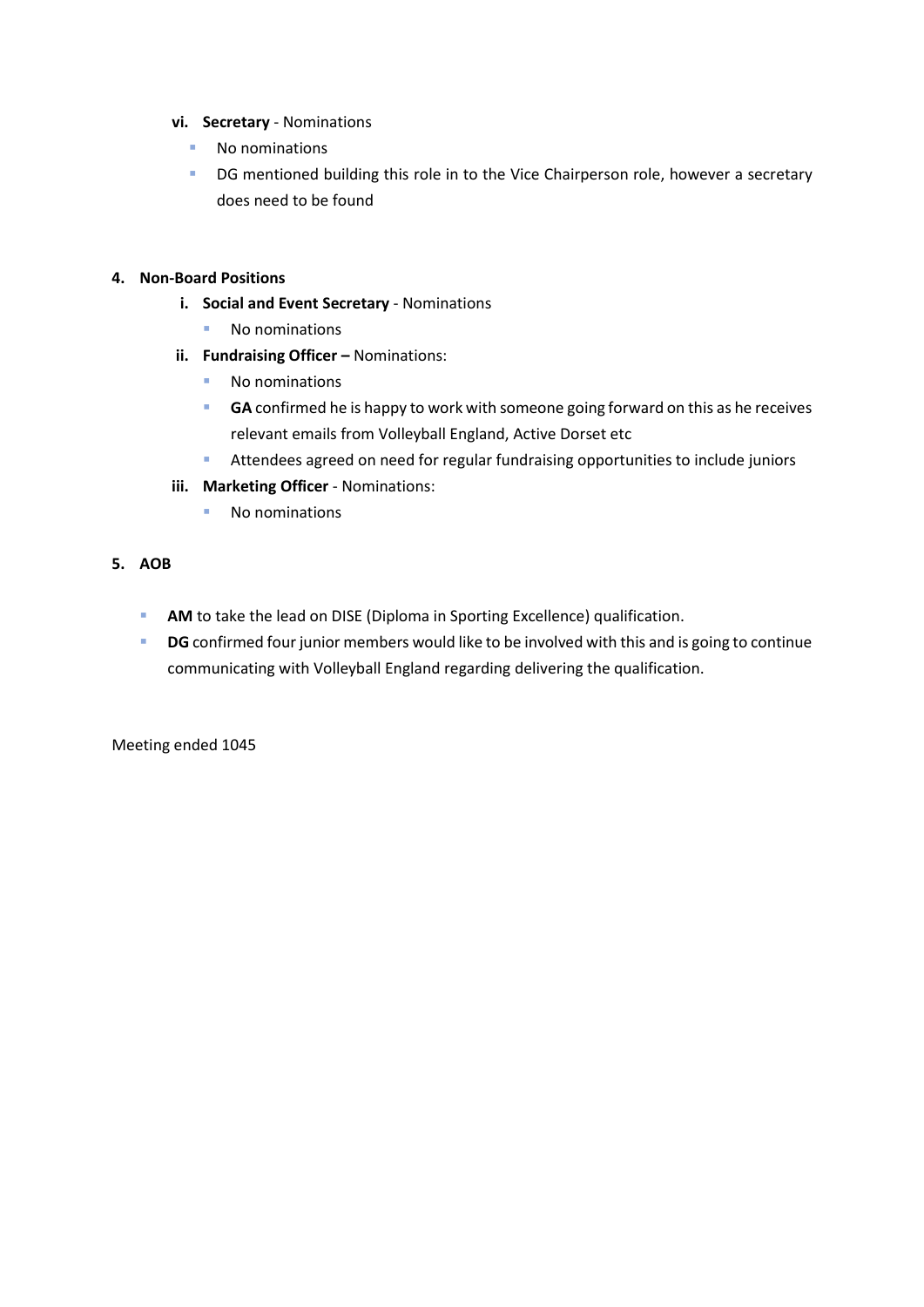vi. **Secretary** - Nominations

- No nominations
- DG mentioned building this role in to the Vice Chairperson role, however a secretary does need to be found

4. **Non-Board Positions**

   i. **Social and Event Secretary** - Nominations

   - No nominations

   ii. **Fundraising Officer –** Nominations:

   - No nominations
   - **GA** confirmed he is happy to work with someone going forward on this as he receives relevant emails from Volleyball England, Active Dorset etc
   - Attendees agreed on need for regular fundraising opportunities to include juniors

   iii. **Marketing Officer** - Nominations:

   - No nominations

5. **AOB**

- **AM** to take the lead on DISE (Diploma in Sporting Excellence) qualification.
- **DG** confirmed four junior members would like to be involved with this and is going to continue communicating with Volleyball England regarding delivering the qualification.

Meeting ended 1045